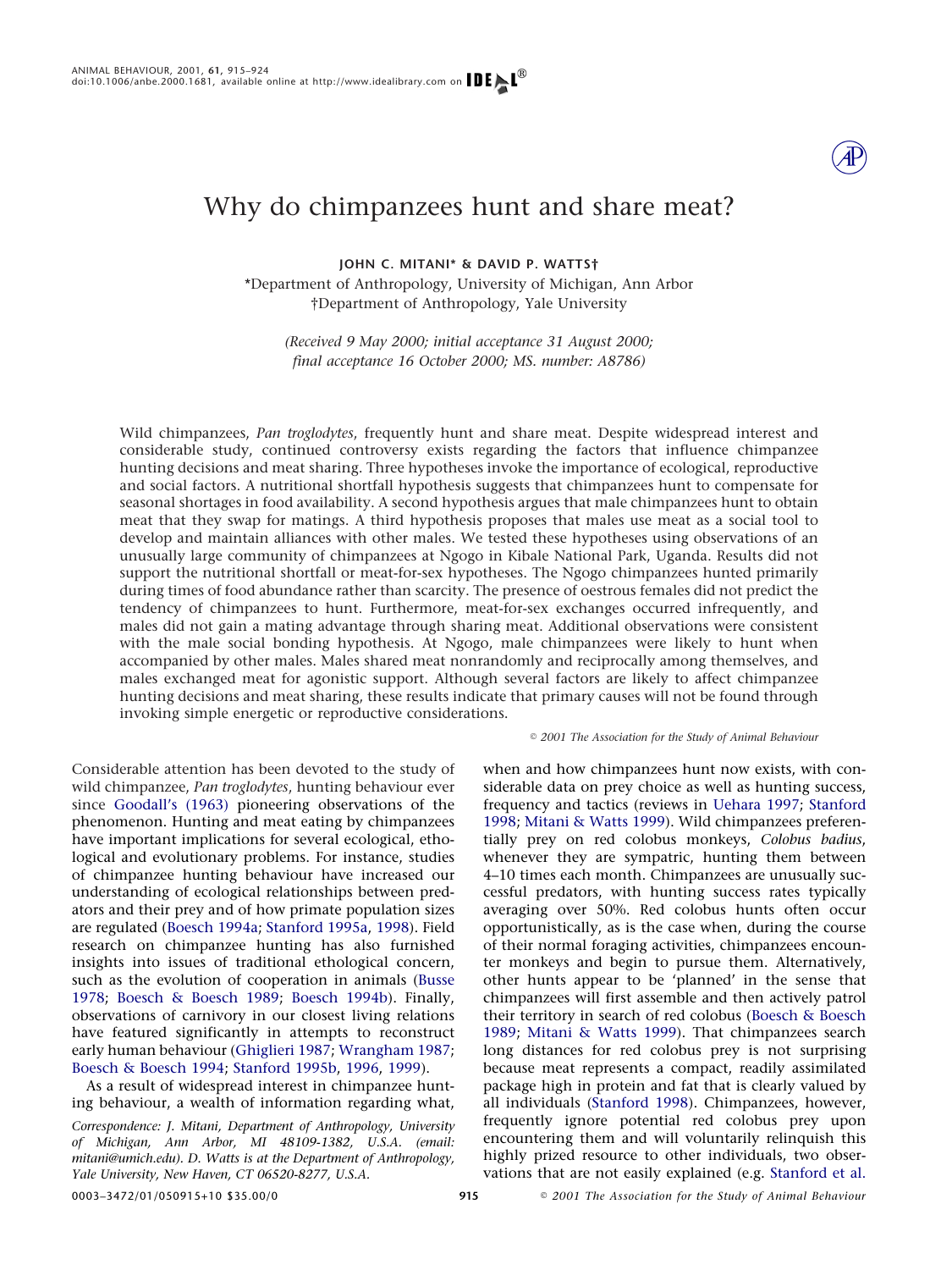# Why do chimpanzees hunt and share meat?

**JOHN C. MITANI\* & DAVID P. WATTS†**

\*Department of Anthropology, University of Michigan, Ann Arbor
†Department of Anthropology, Yale University

*(Received 9 May 2000; initial acceptance 31 August 2000; final acceptance 16 October 2000; MS. number: A8786)*

Wild chimpanzees, *Pan troglodytes*, frequently hunt and share meat. Despite widespread interest and considerable study, continued controversy exists regarding the factors that influence chimpanzee hunting decisions and meat sharing. Three hypotheses invoke the importance of ecological, reproductive and social factors. A nutritional shortfall hypothesis suggests that chimpanzees hunt to compensate for seasonal shortages in food availability. A second hypothesis argues that male chimpanzees hunt to obtain meat that they swap for matings. A third hypothesis proposes that males use meat as a social tool to develop and maintain alliances with other males. We tested these hypotheses using observations of an unusually large community of chimpanzees at Ngogo in Kibale National Park, Uganda. Results did not support the nutritional shortfall or meat-for-sex hypotheses. The Ngogo chimpanzees hunted primarily during times of food abundance rather than scarcity. The presence of oestrous females did not predict the tendency of chimpanzees to hunt. Furthermore, meat-for-sex exchanges occurred infrequently, and males did not gain a mating advantage through sharing meat. Additional observations were consistent with the male social bonding hypothesis. At Ngogo, male chimpanzees were likely to hunt when accompanied by other males. Males shared meat nonrandomly and reciprocally among themselves, and males exchanged meat for agonistic support. Although several factors are likely to affect chimpanzee hunting decisions and meat sharing, these results indicate that primary causes will not be found through invoking simple energetic or reproductive considerations.

© 2001 The Association for the Study of Animal Behaviour

Considerable attention has been devoted to the study of wild chimpanzee, *Pan troglodytes*, hunting behaviour ever since Goodall's (1963) pioneering observations of the phenomenon. Hunting and meat eating by chimpanzees have important implications for several ecological, ethological and evolutionary problems. For instance, studies of chimpanzee hunting behaviour have increased our understanding of ecological relationships between predators and their prey and of how primate population sizes are regulated (Boesch 1994a; Stanford 1995a, 1998). Field research on chimpanzee hunting has also furnished insights into issues of traditional ethological concern, such as the evolution of cooperation in animals (Busse 1978; Boesch & Boesch 1989; Boesch 1994b). Finally, observations of carnivory in our closest living relations have featured significantly in attempts to reconstruct early human behaviour (Ghiglieri 1987; Wrangham 1987; Boesch & Boesch 1994; Stanford 1995b, 1996, 1999).

As a result of widespread interest in chimpanzee hunting behaviour, a wealth of information regarding what, when and how chimpanzees hunt now exists, with considerable data on prey choice as well as hunting success, frequency and tactics (reviews in Uehara 1997; Stanford 1998; Mitani & Watts 1999). Wild chimpanzees preferentially prey on red colobus monkeys, *Colobus badius*, whenever they are sympatric, hunting them between 4–10 times each month. Chimpanzees are unusually successful predators, with hunting success rates typically averaging over 50%. Red colobus hunts often occur opportunistically, as is the case when, during the course of their normal foraging activities, chimpanzees encounter monkeys and begin to pursue them. Alternatively, other hunts appear to be 'planned' in the sense that chimpanzees will first assemble and then actively patrol their territory in search of red colobus (Boesch & Boesch 1989; Mitani & Watts 1999). That chimpanzees search long distances for red colobus prey is not surprising because meat represents a compact, readily assimilated package high in protein and fat that is clearly valued by all individuals (Stanford 1998). Chimpanzees, however, frequently ignore potential red colobus prey upon encountering them and will voluntarily relinquish this highly prized resource to other individuals, two observations that are not easily explained (e.g. Stanford et al.

*Correspondence: J. Mitani, Department of Anthropology, University of Michigan, Ann Arbor, MI 48109-1382, U.S.A. (email: mitani@umich.edu). D. Watts is at the Department of Anthropology, Yale University, New Haven, CT 06520-8277, U.S.A.*

0003–3472/01/050915+10 $35.00/0

© 2001 The Association for the Study of Animal Behaviour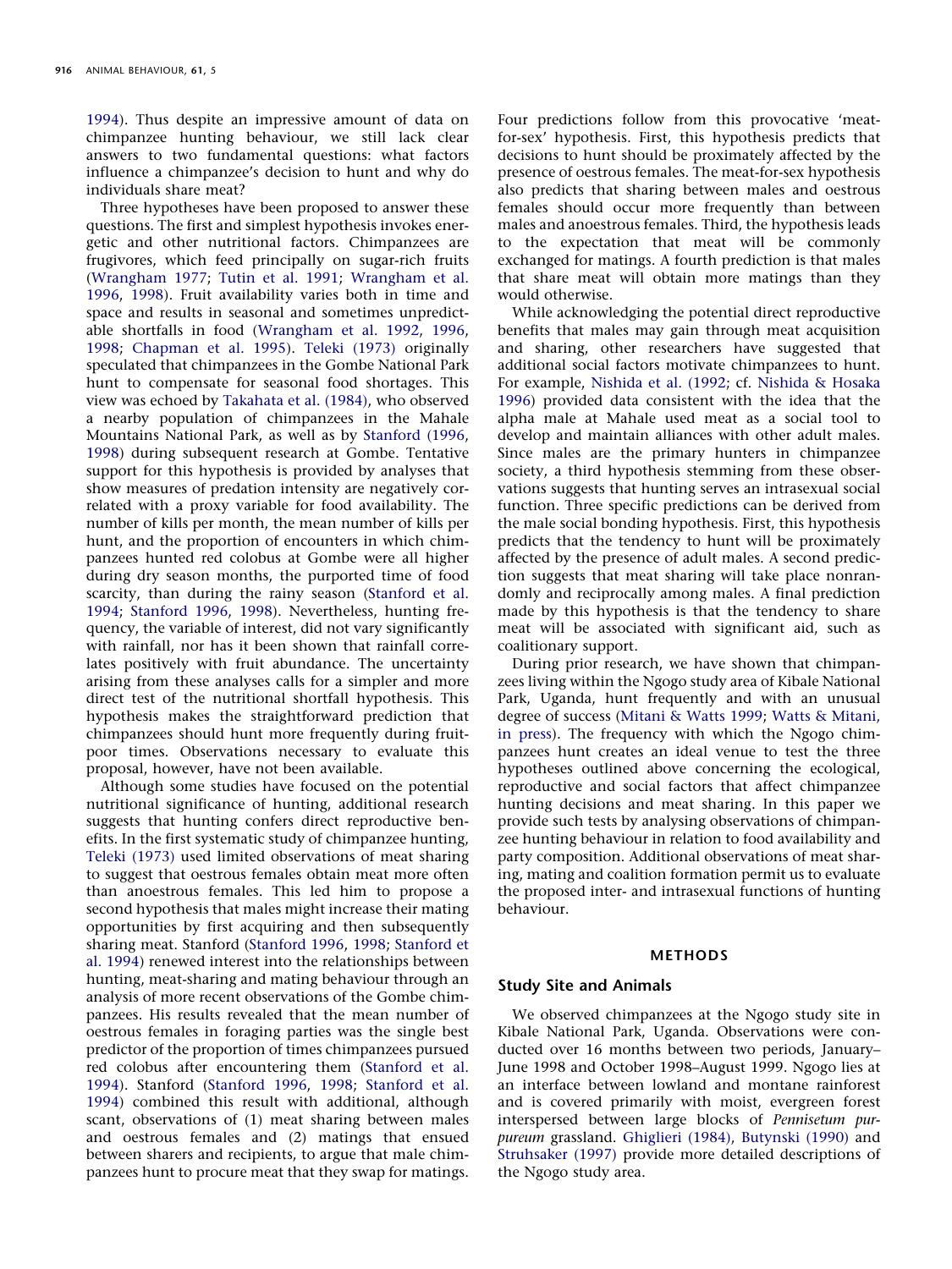1994). Thus despite an impressive amount of data on chimpanzee hunting behaviour, we still lack clear answers to two fundamental questions: what factors influence a chimpanzee's decision to hunt and why do individuals share meat?

Three hypotheses have been proposed to answer these questions. The first and simplest hypothesis invokes energetic and other nutritional factors. Chimpanzees are frugivores, which feed principally on sugar-rich fruits (Wrangham 1977; Tutin et al. 1991; Wrangham et al. 1996, 1998). Fruit availability varies both in time and space and results in seasonal and sometimes unpredictable shortfalls in food (Wrangham et al. 1992, 1996, 1998; Chapman et al. 1995). Teleki (1973) originally speculated that chimpanzees in the Gombe National Park hunt to compensate for seasonal food shortages. This view was echoed by Takahata et al. (1984), who observed a nearby population of chimpanzees in the Mahale Mountains National Park, as well as by Stanford (1996, 1998) during subsequent research at Gombe. Tentative support for this hypothesis is provided by analyses that show measures of predation intensity are negatively correlated with a proxy variable for food availability. The number of kills per month, the mean number of kills per hunt, and the proportion of encounters in which chimpanzees hunted red colobus at Gombe were all higher during dry season months, the purported time of food scarcity, than during the rainy season (Stanford et al. 1994; Stanford 1996, 1998). Nevertheless, hunting frequency, the variable of interest, did not vary significantly with rainfall, nor has it been shown that rainfall correlates positively with fruit abundance. The uncertainty arising from these analyses calls for a simpler and more direct test of the nutritional shortfall hypothesis. This hypothesis makes the straightforward prediction that chimpanzees should hunt more frequently during fruit-poor times. Observations necessary to evaluate this proposal, however, have not been available.

Although some studies have focused on the potential nutritional significance of hunting, additional research suggests that hunting confers direct reproductive benefits. In the first systematic study of chimpanzee hunting, Teleki (1973) used limited observations of meat sharing to suggest that oestrous females obtain meat more often than anoestrous females. This led him to propose a second hypothesis that males might increase their mating opportunities by first acquiring and then subsequently sharing meat. Stanford (Stanford 1996, 1998; Stanford et al. 1994) renewed interest into the relationships between hunting, meat-sharing and mating behaviour through an analysis of more recent observations of the Gombe chimpanzees. His results revealed that the mean number of oestrous females in foraging parties was the single best predictor of the proportion of times chimpanzees pursued red colobus after encountering them (Stanford et al. 1994). Stanford (Stanford 1996, 1998; Stanford et al. 1994) combined this result with additional, although scant, observations of (1) meat sharing between males and oestrous females and (2) matings that ensued between sharers and recipients, to argue that male chimpanzees hunt to procure meat that they swap for matings. Four predictions follow from this provocative 'meat-for-sex' hypothesis. First, this hypothesis predicts that decisions to hunt should be proximately affected by the presence of oestrous females. The meat-for-sex hypothesis also predicts that sharing between males and oestrous females should occur more frequently than between males and anoestrous females. Third, the hypothesis leads to the expectation that meat will be commonly exchanged for matings. A fourth prediction is that males that share meat will obtain more matings than they would otherwise.

While acknowledging the potential direct reproductive benefits that males may gain through meat acquisition and sharing, other researchers have suggested that additional social factors motivate chimpanzees to hunt. For example, Nishida et al. (1992; cf. Nishida & Hosaka 1996) provided data consistent with the idea that the alpha male at Mahale used meat as a social tool to develop and maintain alliances with other adult males. Since males are the primary hunters in chimpanzee society, a third hypothesis stemming from these observations suggests that hunting serves an intrasexual social function. Three specific predictions can be derived from the male social bonding hypothesis. First, this hypothesis predicts that the tendency to hunt will be proximately affected by the presence of adult males. A second prediction suggests that meat sharing will take place nonrandomly and reciprocally among males. A final prediction made by this hypothesis is that the tendency to share meat will be associated with significant aid, such as coalitionary support.

During prior research, we have shown that chimpanzees living within the Ngogo study area of Kibale National Park, Uganda, hunt frequently and with an unusual degree of success (Mitani & Watts 1999; Watts & Mitani, in press). The frequency with which the Ngogo chimpanzees hunt creates an ideal venue to test the three hypotheses outlined above concerning the ecological, reproductive and social factors that affect chimpanzee hunting decisions and meat sharing. In this paper we provide such tests by analysing observations of chimpanzee hunting behaviour in relation to food availability and party composition. Additional observations of meat sharing, mating and coalition formation permit us to evaluate the proposed inter- and intrasexual functions of hunting behaviour.

## METHODS

### Study Site and Animals

We observed chimpanzees at the Ngogo study site in Kibale National Park, Uganda. Observations were conducted over 16 months between two periods, January–June 1998 and October 1998–August 1999. Ngogo lies at an interface between lowland and montane rainforest and is covered primarily with moist, evergreen forest interspersed between large blocks of *Pennisetum purpureum* grassland. Ghiglieri (1984), Butynski (1990) and Struhsaker (1997) provide more detailed descriptions of the Ngogo study area.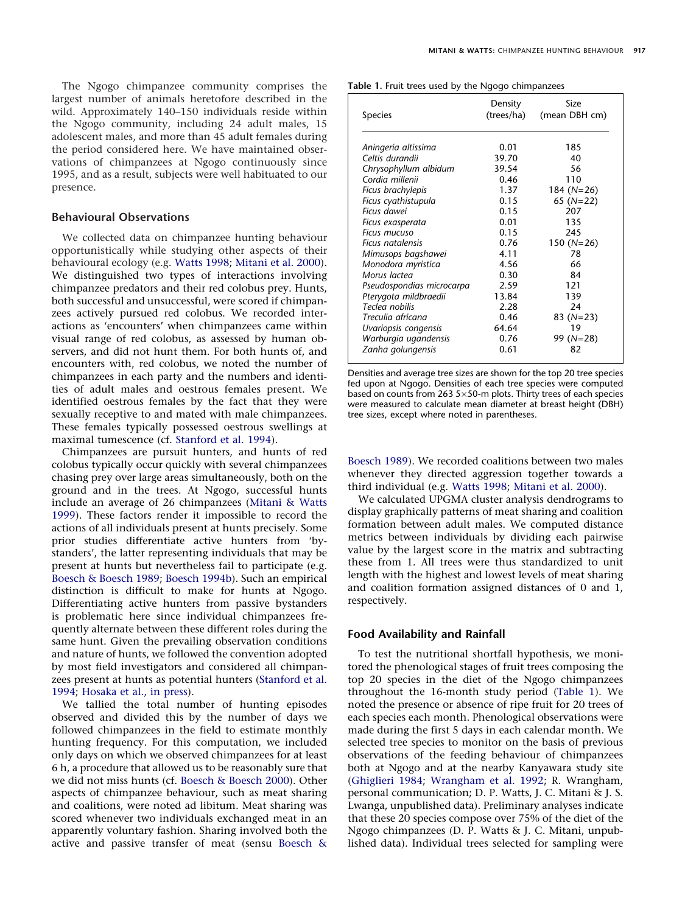The Ngogo chimpanzee community comprises the largest number of animals heretofore described in the wild. Approximately 140–150 individuals reside within the Ngogo community, including 24 adult males, 15 adolescent males, and more than 45 adult females during the period considered here. We have maintained observations of chimpanzees at Ngogo continuously since 1995, and as a result, subjects were well habituated to our presence.

### Behavioural Observations

We collected data on chimpanzee hunting behaviour opportunistically while studying other aspects of their behavioural ecology (e.g. Watts 1998; Mitani et al. 2000). We distinguished two types of interactions involving chimpanzee predators and their red colobus prey. Hunts, both successful and unsuccessful, were scored if chimpanzees actively pursued red colobus. We recorded interactions as 'encounters' when chimpanzees came within visual range of red colobus, as assessed by human observers, and did not hunt them. For both hunts of, and encounters with, red colobus, we noted the number of chimpanzees in each party and the numbers and identities of adult males and oestrous females present. We identified oestrous females by the fact that they were sexually receptive to and mated with male chimpanzees. These females typically possessed oestrous swellings at maximal tumescence (cf. Stanford et al. 1994).

Chimpanzees are pursuit hunters, and hunts of red colobus typically occur quickly with several chimpanzees chasing prey over large areas simultaneously, both on the ground and in the trees. At Ngogo, successful hunts include an average of 26 chimpanzees (Mitani & Watts 1999). These factors render it impossible to record the actions of all individuals present at hunts precisely. Some prior studies differentiate active hunters from 'bystanders', the latter representing individuals that may be present at hunts but nevertheless fail to participate (e.g. Boesch & Boesch 1989; Boesch 1994b). Such an empirical distinction is difficult to make for hunts at Ngogo. Differentiating active hunters from passive bystanders is problematic here since individual chimpanzees frequently alternate between these different roles during the same hunt. Given the prevailing observation conditions and nature of hunts, we followed the convention adopted by most field investigators and considered all chimpanzees present at hunts as potential hunters (Stanford et al. 1994; Hosaka et al., in press).

We tallied the total number of hunting episodes observed and divided this by the number of days we followed chimpanzees in the field to estimate monthly hunting frequency. For this computation, we included only days on which we observed chimpanzees for at least 6 h, a procedure that allowed us to be reasonably sure that we did not miss hunts (cf. Boesch & Boesch 2000). Other aspects of chimpanzee behaviour, such as meat sharing and coalitions, were noted ad libitum. Meat sharing was scored whenever two individuals exchanged meat in an apparently voluntary fashion. Sharing involved both the active and passive transfer of meat (sensu Boesch & Boesch 1989). We recorded coalitions between two males whenever they directed aggression together towards a third individual (e.g. Watts 1998; Mitani et al. 2000).

We calculated UPGMA cluster analysis dendrograms to display graphically patterns of meat sharing and coalition formation between adult males. We computed distance metrics between individuals by dividing each pairwise value by the largest score in the matrix and subtracting these from 1. All trees were thus standardized to unit length with the highest and lowest levels of meat sharing and coalition formation assigned distances of 0 and 1, respectively.

**Table 1.** Fruit trees used by the Ngogo chimpanzees

| Species | Density (trees/ha) | Size (mean DBH cm) |
|---|---|---|
| *Aningeria altissima* | 0.01 | 185 |
| *Celtis durandii* | 39.70 | 40 |
| *Chrysophyllum albidum* | 39.54 | 56 |
| *Cordia millenii* | 0.46 | 110 |
| *Ficus brachylepis* | 1.37 | 184 (*N*=26) |
| *Ficus cyathistupula* | 0.15 | 65 (*N*=22) |
| *Ficus dawei* | 0.15 | 207 |
| *Ficus exasperata* | 0.01 | 135 |
| *Ficus mucuso* | 0.15 | 245 |
| *Ficus natalensis* | 0.76 | 150 (*N*=26) |
| *Mimusops bagshawei* | 4.11 | 78 |
| *Monodora myristica* | 4.56 | 66 |
| *Morus lactea* | 0.30 | 84 |
| *Pseudospondias microcarpa* | 2.59 | 121 |
| *Pterygota mildbraedii* | 13.84 | 139 |
| *Teclea nobilis* | 2.28 | 24 |
| *Treculia africana* | 0.46 | 83 (*N*=23) |
| *Uvariopsis congensis* | 64.64 | 19 |
| *Warburgia ugandensis* | 0.76 | 99 (*N*=28) |
| *Zanha golungensis* | 0.61 | 82 |

Densities and average tree sizes are shown for the top 20 tree species fed upon at Ngogo. Densities of each tree species were computed based on counts from 263 5×50-m plots. Thirty trees of each species were measured to calculate mean diameter at breast height (DBH) tree sizes, except where noted in parentheses.

### Food Availability and Rainfall

To test the nutritional shortfall hypothesis, we monitored the phenological stages of fruit trees composing the top 20 species in the diet of the Ngogo chimpanzees throughout the 16-month study period (Table 1). We noted the presence or absence of ripe fruit for 20 trees of each species each month. Phenological observations were made during the first 5 days in each calendar month. We selected tree species to monitor on the basis of previous observations of the feeding behaviour of chimpanzees both at Ngogo and at the nearby Kanyawara study site (Ghiglieri 1984; Wrangham et al. 1992; R. Wrangham, personal communication; D. P. Watts, J. C. Mitani & J. S. Lwanga, unpublished data). Preliminary analyses indicate that these 20 species compose over 75% of the diet of the Ngogo chimpanzees (D. P. Watts & J. C. Mitani, unpublished data). Individual trees selected for sampling were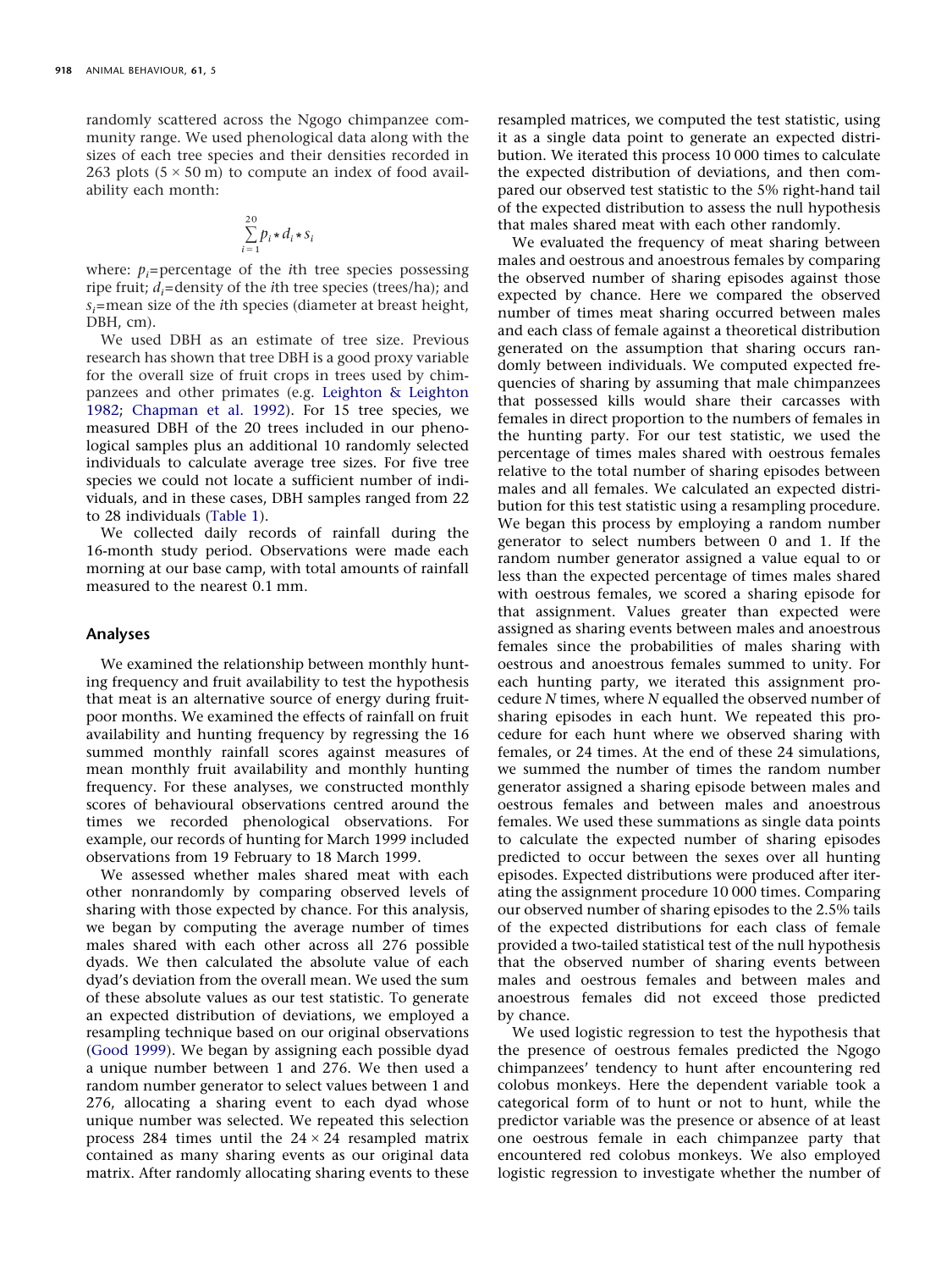randomly scattered across the Ngogo chimpanzee community range. We used phenological data along with the sizes of each tree species and their densities recorded in 263 plots ($5 \times 50$ m) to compute an index of food availability each month:

$$\sum_{i=1}^{20} p_i * d_i * s_i$$

where: $p_i$=percentage of the $i$th tree species possessing ripe fruit; $d_i$=density of the $i$th tree species (trees/ha); and $s_i$=mean size of the $i$th species (diameter at breast height, DBH, cm).

We used DBH as an estimate of tree size. Previous research has shown that tree DBH is a good proxy variable for the overall size of fruit crops in trees used by chimpanzees and other primates (e.g. Leighton & Leighton 1982; Chapman et al. 1992). For 15 tree species, we measured DBH of the 20 trees included in our phenological samples plus an additional 10 randomly selected individuals to calculate average tree sizes. For five tree species we could not locate a sufficient number of individuals, and in these cases, DBH samples ranged from 22 to 28 individuals (Table 1).

We collected daily records of rainfall during the 16-month study period. Observations were made each morning at our base camp, with total amounts of rainfall measured to the nearest 0.1 mm.

## Analyses

We examined the relationship between monthly hunting frequency and fruit availability to test the hypothesis that meat is an alternative source of energy during fruit-poor months. We examined the effects of rainfall on fruit availability and hunting frequency by regressing the 16 summed monthly rainfall scores against measures of mean monthly fruit availability and monthly hunting frequency. For these analyses, we constructed monthly scores of behavioural observations centred around the times we recorded phenological observations. For example, our records of hunting for March 1999 included observations from 19 February to 18 March 1999.

We assessed whether males shared meat with each other nonrandomly by comparing observed levels of sharing with those expected by chance. For this analysis, we began by computing the average number of times males shared with each other across all 276 possible dyads. We then calculated the absolute value of each dyad's deviation from the overall mean. We used the sum of these absolute values as our test statistic. To generate an expected distribution of deviations, we employed a resampling technique based on our original observations (Good 1999). We began by assigning each possible dyad a unique number between 1 and 276. We then used a random number generator to select values between 1 and 276, allocating a sharing event to each dyad whose unique number was selected. We repeated this selection process 284 times until the $24 \times 24$ resampled matrix contained as many sharing events as our original data matrix. After randomly allocating sharing events to these resampled matrices, we computed the test statistic, using it as a single data point to generate an expected distribution. We iterated this process 10 000 times to calculate the expected distribution of deviations, and then compared our observed test statistic to the 5% right-hand tail of the expected distribution to assess the null hypothesis that males shared meat with each other randomly.

We evaluated the frequency of meat sharing between males and oestrous and anoestrous females by comparing the observed number of sharing episodes against those expected by chance. Here we compared the observed number of times meat sharing occurred between males and each class of female against a theoretical distribution generated on the assumption that sharing occurs randomly between individuals. We computed expected frequencies of sharing by assuming that male chimpanzees that possessed kills would share their carcasses with females in direct proportion to the numbers of females in the hunting party. For our test statistic, we used the percentage of times males shared with oestrous females relative to the total number of sharing episodes between males and all females. We calculated an expected distribution for this test statistic using a resampling procedure. We began this process by employing a random number generator to select numbers between 0 and 1. If the random number generator assigned a value equal to or less than the expected percentage of times males shared with oestrous females, we scored a sharing episode for that assignment. Values greater than expected were assigned as sharing events between males and anoestrous females since the probabilities of males sharing with oestrous and anoestrous females summed to unity. For each hunting party, we iterated this assignment procedure $N$ times, where $N$ equalled the observed number of sharing episodes in each hunt. We repeated this procedure for each hunt where we observed sharing with females, or 24 times. At the end of these 24 simulations, we summed the number of times the random number generator assigned a sharing episode between males and oestrous females and between males and anoestrous females. We used these summations as single data points to calculate the expected number of sharing episodes predicted to occur between the sexes over all hunting episodes. Expected distributions were produced after iterating the assignment procedure 10 000 times. Comparing our observed number of sharing episodes to the 2.5% tails of the expected distributions for each class of female provided a two-tailed statistical test of the null hypothesis that the observed number of sharing events between males and oestrous females and between males and anoestrous females did not exceed those predicted by chance.

We used logistic regression to test the hypothesis that the presence of oestrous females predicted the Ngogo chimpanzees' tendency to hunt after encountering red colobus monkeys. Here the dependent variable took a categorical form of to hunt or not to hunt, while the predictor variable was the presence or absence of at least one oestrous female in each chimpanzee party that encountered red colobus monkeys. We also employed logistic regression to investigate whether the number of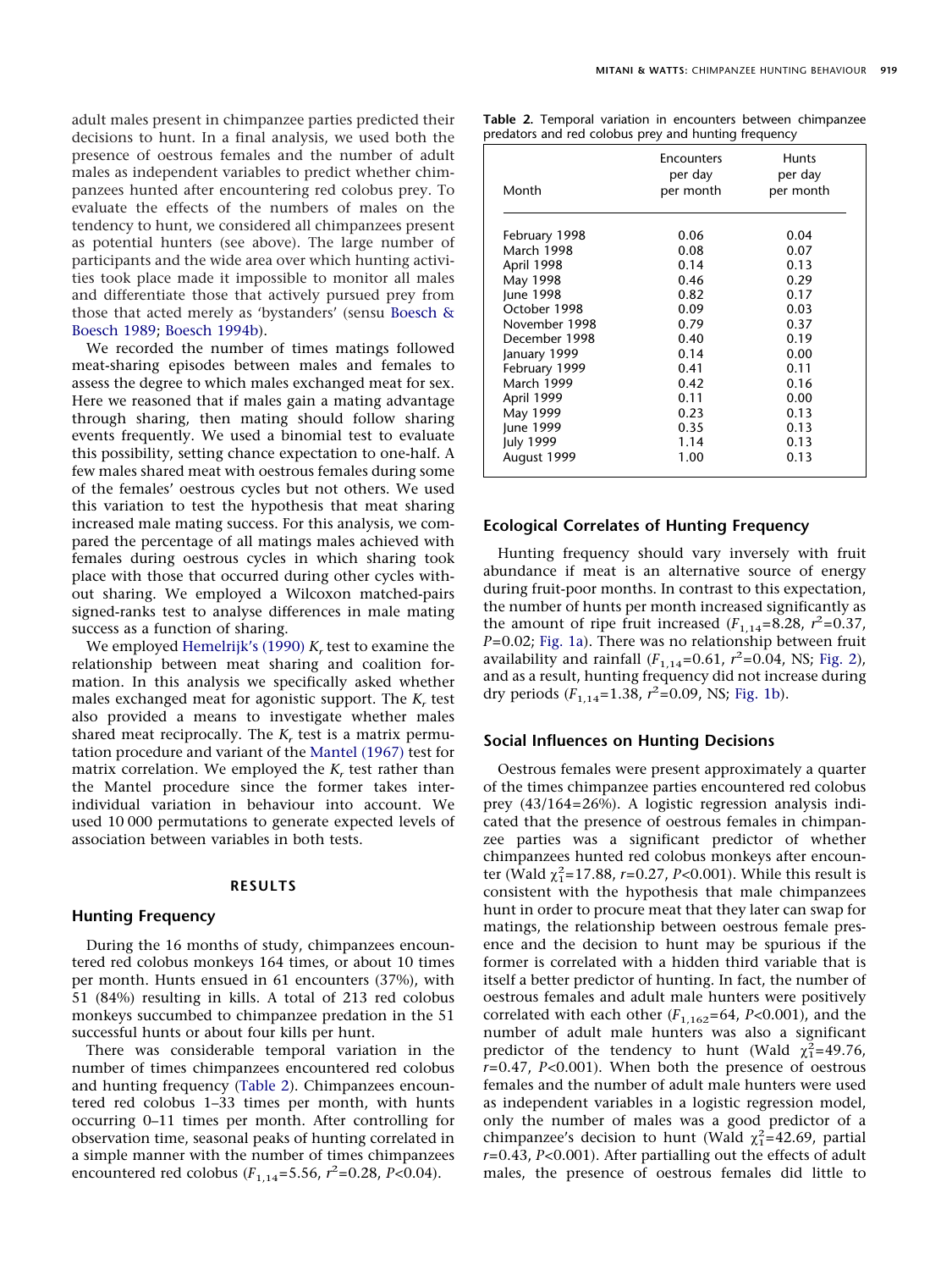adult males present in chimpanzee parties predicted their decisions to hunt. In a final analysis, we used both the presence of oestrous females and the number of adult males as independent variables to predict whether chimpanzees hunted after encountering red colobus prey. To evaluate the effects of the numbers of males on the tendency to hunt, we considered all chimpanzees present as potential hunters (see above). The large number of participants and the wide area over which hunting activities took place made it impossible to monitor all males and differentiate those that actively pursued prey from those that acted merely as 'bystanders' (sensu Boesch & Boesch 1989; Boesch 1994b).

We recorded the number of times matings followed meat-sharing episodes between males and females to assess the degree to which males exchanged meat for sex. Here we reasoned that if males gain a mating advantage through sharing, then mating should follow sharing events frequently. We used a binomial test to evaluate this possibility, setting chance expectation to one-half. A few males shared meat with oestrous females during some of the females' oestrous cycles but not others. We used this variation to test the hypothesis that meat sharing increased male mating success. For this analysis, we compared the percentage of all matings males achieved with females during oestrous cycles in which sharing took place with those that occurred during other cycles without sharing. We employed a Wilcoxon matched-pairs signed-ranks test to analyse differences in male mating success as a function of sharing.

We employed Hemelrijk's (1990) $K_r$ test to examine the relationship between meat sharing and coalition formation. In this analysis we specifically asked whether males exchanged meat for agonistic support. The $K_r$ test also provided a means to investigate whether males shared meat reciprocally. The $K_r$ test is a matrix permutation procedure and variant of the Mantel (1967) test for matrix correlation. We employed the $K_r$ test rather than the Mantel procedure since the former takes inter-individual variation in behaviour into account. We used 10 000 permutations to generate expected levels of association between variables in both tests.

## RESULTS

### Hunting Frequency

During the 16 months of study, chimpanzees encountered red colobus monkeys 164 times, or about 10 times per month. Hunts ensued in 61 encounters (37%), with 51 (84%) resulting in kills. A total of 213 red colobus monkeys succumbed to chimpanzee predation in the 51 successful hunts or about four kills per hunt.

There was considerable temporal variation in the number of times chimpanzees encountered red colobus and hunting frequency (Table 2). Chimpanzees encountered red colobus 1–33 times per month, with hunts occurring 0–11 times per month. After controlling for observation time, seasonal peaks of hunting correlated in a simple manner with the number of times chimpanzees encountered red colobus ($F_{1,14}$=5.56, $r^2$=0.28, $P$<0.04).

**Table 2.** Temporal variation in encounters between chimpanzee predators and red colobus prey and hunting frequency

| Month | Encounters per day per month | Hunts per day per month |
|---|---|---|
| February 1998 | 0.06 | 0.04 |
| March 1998 | 0.08 | 0.07 |
| April 1998 | 0.14 | 0.13 |
| May 1998 | 0.46 | 0.29 |
| June 1998 | 0.82 | 0.17 |
| October 1998 | 0.09 | 0.03 |
| November 1998 | 0.79 | 0.37 |
| December 1998 | 0.40 | 0.19 |
| January 1999 | 0.14 | 0.00 |
| February 1999 | 0.41 | 0.11 |
| March 1999 | 0.42 | 0.16 |
| April 1999 | 0.11 | 0.00 |
| May 1999 | 0.23 | 0.13 |
| June 1999 | 0.35 | 0.13 |
| July 1999 | 1.14 | 0.13 |
| August 1999 | 1.00 | 0.13 |

### Ecological Correlates of Hunting Frequency

Hunting frequency should vary inversely with fruit abundance if meat is an alternative source of energy during fruit-poor months. In contrast to this expectation, the number of hunts per month increased significantly as the amount of ripe fruit increased ($F_{1,14}$=8.28, $r^2$=0.37, $P$=0.02; Fig. 1a). There was no relationship between fruit availability and rainfall ($F_{1,14}$=0.61, $r^2$=0.04, NS; Fig. 2), and as a result, hunting frequency did not increase during dry periods ($F_{1,14}$=1.38, $r^2$=0.09, NS; Fig. 1b).

### Social Influences on Hunting Decisions

Oestrous females were present approximately a quarter of the times chimpanzee parties encountered red colobus prey (43/164=26%). A logistic regression analysis indicated that the presence of oestrous females in chimpanzee parties was a significant predictor of whether chimpanzees hunted red colobus monkeys after encounter (Wald $\chi^2_1$=17.88, $r$=0.27, $P$<0.001). While this result is consistent with the hypothesis that male chimpanzees hunt in order to procure meat that they later can swap for matings, the relationship between oestrous female presence and the decision to hunt may be spurious if the former is correlated with a hidden third variable that is itself a better predictor of hunting. In fact, the number of oestrous females and adult male hunters were positively correlated with each other ($F_{1,162}$=64, $P$<0.001), and the number of adult male hunters was also a significant predictor of the tendency to hunt (Wald $\chi^2_1$=49.76, $r$=0.47, $P$<0.001). When both the presence of oestrous females and the number of adult male hunters were used as independent variables in a logistic regression model, only the number of males was a good predictor of a chimpanzee's decision to hunt (Wald $\chi^2_1$=42.69, partial $r$=0.43, $P$<0.001). After partialling out the effects of adult males, the presence of oestrous females did little to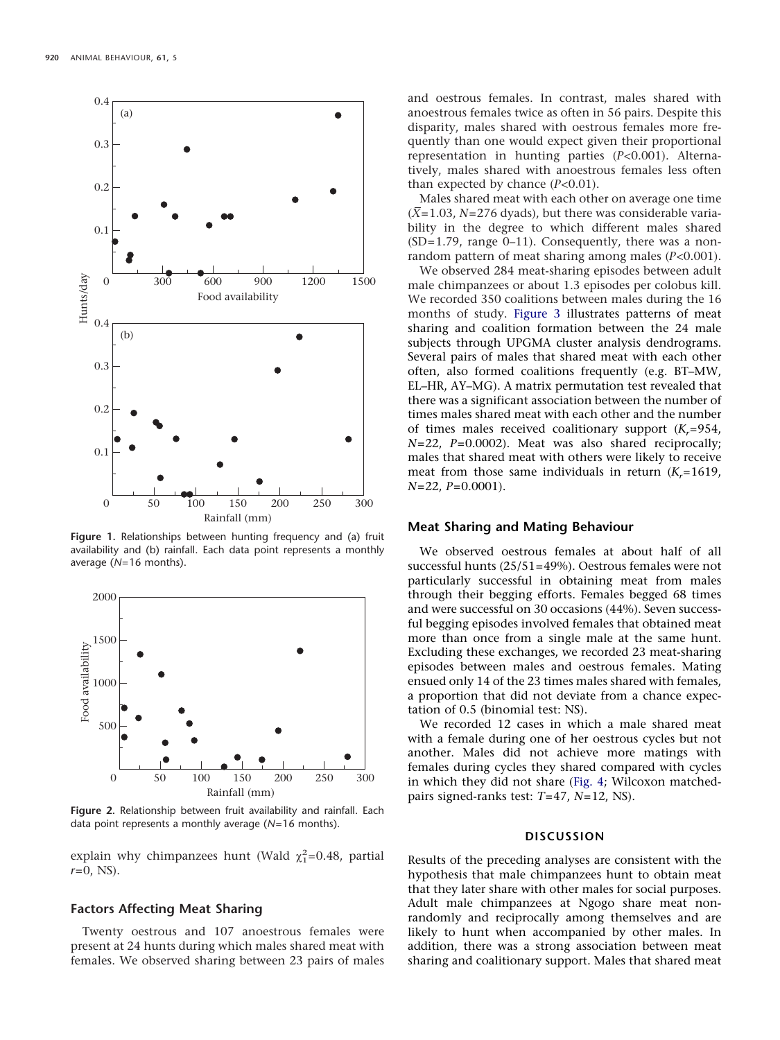Figure 1. Relationships between hunting frequency and (a) fruit availability and (b) rainfall. Each data point represents a monthly average ($N$=16 months).

Figure 2. Relationship between fruit availability and rainfall. Each data point represents a monthly average ($N$=16 months).

explain why chimpanzees hunt (Wald $\chi^2_1$=0.48, partial $r$=0, NS).

## Factors Affecting Meat Sharing

Twenty oestrous and 107 anoestrous females were present at 24 hunts during which males shared meat with females. We observed sharing between 23 pairs of males and oestrous females. In contrast, males shared with anoestrous females twice as often in 56 pairs. Despite this disparity, males shared with oestrous females more frequently than one would expect given their proportional representation in hunting parties ($P$<0.001). Alternatively, males shared with anoestrous females less often than expected by chance ($P$<0.01).

Males shared meat with each other on average one time ($\bar{X}$=1.03, $N$=276 dyads), but there was considerable variability in the degree to which different males shared (SD=1.79, range 0–11). Consequently, there was a nonrandom pattern of meat sharing among males ($P$<0.001).

We observed 284 meat-sharing episodes between adult male chimpanzees or about 1.3 episodes per colobus kill. We recorded 350 coalitions between males during the 16 months of study. Figure 3 illustrates patterns of meat sharing and coalition formation between the 24 male subjects through UPGMA cluster analysis dendrograms. Several pairs of males that shared meat with each other often, also formed coalitions frequently (e.g. BT–MW, EL–HR, AY–MG). A matrix permutation test revealed that there was a significant association between the number of times males shared meat with each other and the number of times males received coalitionary support ($K_r$=954, $N$=22, $P$=0.0002). Meat was also shared reciprocally; males that shared meat with others were likely to receive meat from those same individuals in return ($K_r$=1619, $N$=22, $P$=0.0001).

## Meat Sharing and Mating Behaviour

We observed oestrous females at about half of all successful hunts (25/51=49%). Oestrous females were not particularly successful in obtaining meat from males through their begging efforts. Females begged 68 times and were successful on 30 occasions (44%). Seven successful begging episodes involved females that obtained meat more than once from a single male at the same hunt. Excluding these exchanges, we recorded 23 meat-sharing episodes between males and oestrous females. Mating ensued only 14 of the 23 times males shared with females, a proportion that did not deviate from a chance expectation of 0.5 (binomial test: NS).

We recorded 12 cases in which a male shared meat with a female during one of her oestrous cycles but not another. Males did not achieve more matings with females during cycles they shared compared with cycles in which they did not share (Fig. 4; Wilcoxon matched-pairs signed-ranks test: $T$=47, $N$=12, NS).

# DISCUSSION

Results of the preceding analyses are consistent with the hypothesis that male chimpanzees hunt to obtain meat that they later share with other males for social purposes. Adult male chimpanzees at Ngogo share meat nonrandomly and reciprocally among themselves and are likely to hunt when accompanied by other males. In addition, there was a strong association between meat sharing and coalitionary support. Males that shared meat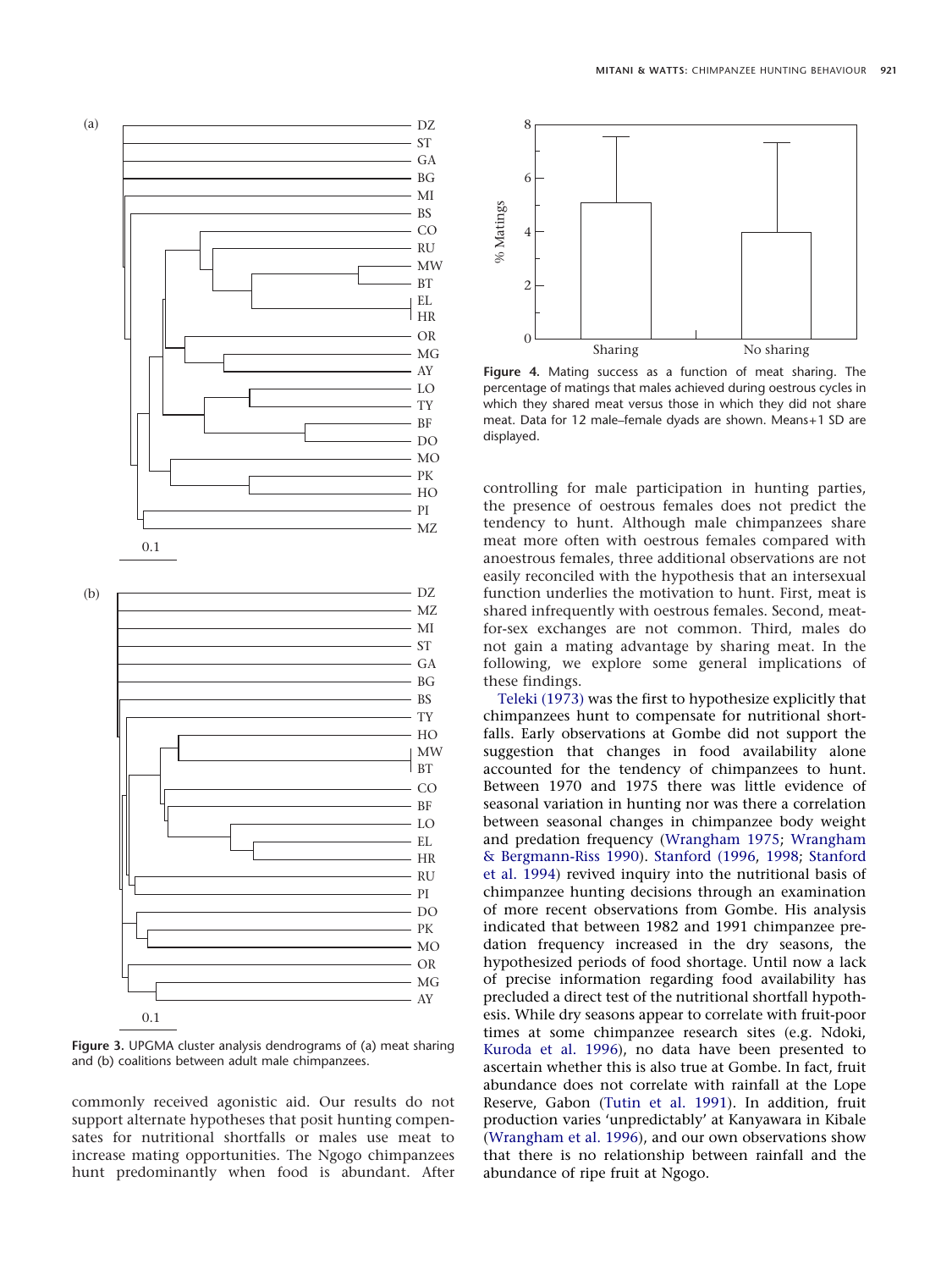Figure 3. UPGMA cluster analysis dendrograms of (a) meat sharing and (b) coalitions between adult male chimpanzees.

Figure 4. Mating success as a function of meat sharing. The percentage of matings that males achieved during oestrous cycles in which they shared meat versus those in which they did not share meat. Data for 12 male–female dyads are shown. Means+1 SD are displayed.

commonly received agonistic aid. Our results do not support alternate hypotheses that posit hunting compensates for nutritional shortfalls or males use meat to increase mating opportunities. The Ngogo chimpanzees hunt predominantly when food is abundant. After controlling for male participation in hunting parties, the presence of oestrous females does not predict the tendency to hunt. Although male chimpanzees share meat more often with oestrous females compared with anoestrous females, three additional observations are not easily reconciled with the hypothesis that an intersexual function underlies the motivation to hunt. First, meat is shared infrequently with oestrous females. Second, meat-for-sex exchanges are not common. Third, males do not gain a mating advantage by sharing meat. In the following, we explore some general implications of these findings.

Teleki (1973) was the first to hypothesize explicitly that chimpanzees hunt to compensate for nutritional shortfalls. Early observations at Gombe did not support the suggestion that changes in food availability alone accounted for the tendency of chimpanzees to hunt. Between 1970 and 1975 there was little evidence of seasonal variation in hunting nor was there a correlation between seasonal changes in chimpanzee body weight and predation frequency (Wrangham 1975; Wrangham & Bergmann-Riss 1990). Stanford (1996, 1998; Stanford et al. 1994) revived inquiry into the nutritional basis of chimpanzee hunting decisions through an examination of more recent observations from Gombe. His analysis indicated that between 1982 and 1991 chimpanzee predation frequency increased in the dry seasons, the hypothesized periods of food shortage. Until now a lack of precise information regarding food availability has precluded a direct test of the nutritional shortfall hypothesis. While dry seasons appear to correlate with fruit-poor times at some chimpanzee research sites (e.g. Ndoki, Kuroda et al. 1996), no data have been presented to ascertain whether this is also true at Gombe. In fact, fruit abundance does not correlate with rainfall at the Lope Reserve, Gabon (Tutin et al. 1991). In addition, fruit production varies 'unpredictably' at Kanyawara in Kibale (Wrangham et al. 1996), and our own observations show that there is no relationship between rainfall and the abundance of ripe fruit at Ngogo.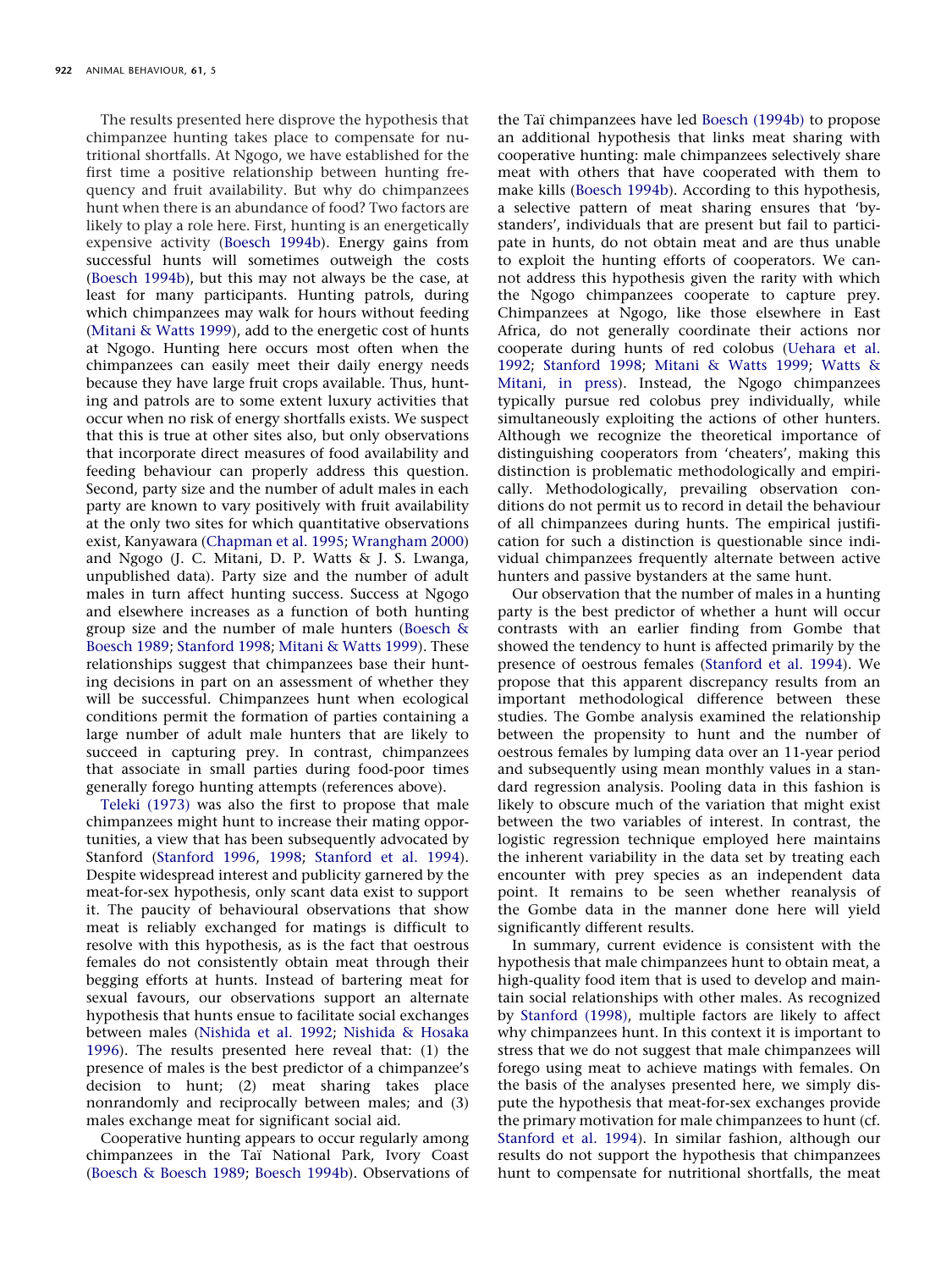The results presented here disprove the hypothesis that chimpanzee hunting takes place to compensate for nutritional shortfalls. At Ngogo, we have established for the first time a positive relationship between hunting frequency and fruit availability. But why do chimpanzees hunt when there is an abundance of food? Two factors are likely to play a role here. First, hunting is an energetically expensive activity (Boesch 1994b). Energy gains from successful hunts will sometimes outweigh the costs (Boesch 1994b), but this may not always be the case, at least for many participants. Hunting patrols, during which chimpanzees may walk for hours without feeding (Mitani & Watts 1999), add to the energetic cost of hunts at Ngogo. Hunting here occurs most often when the chimpanzees can easily meet their daily energy needs because they have large fruit crops available. Thus, hunting and patrols are to some extent luxury activities that occur when no risk of energy shortfalls exists. We suspect that this is true at other sites also, but only observations that incorporate direct measures of food availability and feeding behaviour can properly address this question. Second, party size and the number of adult males in each party are known to vary positively with fruit availability at the only two sites for which quantitative observations exist, Kanyawara (Chapman et al. 1995; Wrangham 2000) and Ngogo (J. C. Mitani, D. P. Watts & J. S. Lwanga, unpublished data). Party size and the number of adult males in turn affect hunting success. Success at Ngogo and elsewhere increases as a function of both hunting group size and the number of male hunters (Boesch & Boesch 1989; Stanford 1998; Mitani & Watts 1999). These relationships suggest that chimpanzees base their hunting decisions in part on an assessment of whether they will be successful. Chimpanzees hunt when ecological conditions permit the formation of parties containing a large number of adult male hunters that are likely to succeed in capturing prey. In contrast, chimpanzees that associate in small parties during food-poor times generally forego hunting attempts (references above).

Teleki (1973) was also the first to propose that male chimpanzees might hunt to increase their mating opportunities, a view that has been subsequently advocated by Stanford (Stanford 1996, 1998; Stanford et al. 1994). Despite widespread interest and publicity garnered by the meat-for-sex hypothesis, only scant data exist to support it. The paucity of behavioural observations that show meat is reliably exchanged for matings is difficult to resolve with this hypothesis, as is the fact that oestrous females do not consistently obtain meat through their begging efforts at hunts. Instead of bartering meat for sexual favours, our observations support an alternate hypothesis that hunts ensue to facilitate social exchanges between males (Nishida et al. 1992; Nishida & Hosaka 1996). The results presented here reveal that: (1) the presence of males is the best predictor of a chimpanzee's decision to hunt; (2) meat sharing takes place nonrandomly and reciprocally between males; and (3) males exchange meat for significant social aid.

Cooperative hunting appears to occur regularly among chimpanzees in the Taï National Park, Ivory Coast (Boesch & Boesch 1989; Boesch 1994b). Observations of the Taï chimpanzees have led Boesch (1994b) to propose an additional hypothesis that links meat sharing with cooperative hunting: male chimpanzees selectively share meat with others that have cooperated with them to make kills (Boesch 1994b). According to this hypothesis, a selective pattern of meat sharing ensures that 'bystanders', individuals that are present but fail to participate in hunts, do not obtain meat and are thus unable to exploit the hunting efforts of cooperators. We cannot address this hypothesis given the rarity with which the Ngogo chimpanzees cooperate to capture prey. Chimpanzees at Ngogo, like those elsewhere in East Africa, do not generally coordinate their actions nor cooperate during hunts of red colobus (Uehara et al. 1992; Stanford 1998; Mitani & Watts 1999; Watts & Mitani, in press). Instead, the Ngogo chimpanzees typically pursue red colobus prey individually, while simultaneously exploiting the actions of other hunters. Although we recognize the theoretical importance of distinguishing cooperators from 'cheaters', making this distinction is problematic methodologically and empirically. Methodologically, prevailing observation conditions do not permit us to record in detail the behaviour of all chimpanzees during hunts. The empirical justification for such a distinction is questionable since individual chimpanzees frequently alternate between active hunters and passive bystanders at the same hunt.

Our observation that the number of males in a hunting party is the best predictor of whether a hunt will occur contrasts with an earlier finding from Gombe that showed the tendency to hunt is affected primarily by the presence of oestrous females (Stanford et al. 1994). We propose that this apparent discrepancy results from an important methodological difference between these studies. The Gombe analysis examined the relationship between the propensity to hunt and the number of oestrous females by lumping data over an 11-year period and subsequently using mean monthly values in a standard regression analysis. Pooling data in this fashion is likely to obscure much of the variation that might exist between the two variables of interest. In contrast, the logistic regression technique employed here maintains the inherent variability in the data set by treating each encounter with prey species as an independent data point. It remains to be seen whether reanalysis of the Gombe data in the manner done here will yield significantly different results.

In summary, current evidence is consistent with the hypothesis that male chimpanzees hunt to obtain meat, a high-quality food item that is used to develop and maintain social relationships with other males. As recognized by Stanford (1998), multiple factors are likely to affect why chimpanzees hunt. In this context it is important to stress that we do not suggest that male chimpanzees will forego using meat to achieve matings with females. On the basis of the analyses presented here, we simply dispute the hypothesis that meat-for-sex exchanges provide the primary motivation for male chimpanzees to hunt (cf. Stanford et al. 1994). In similar fashion, although our results do not support the hypothesis that chimpanzees hunt to compensate for nutritional shortfalls, the meat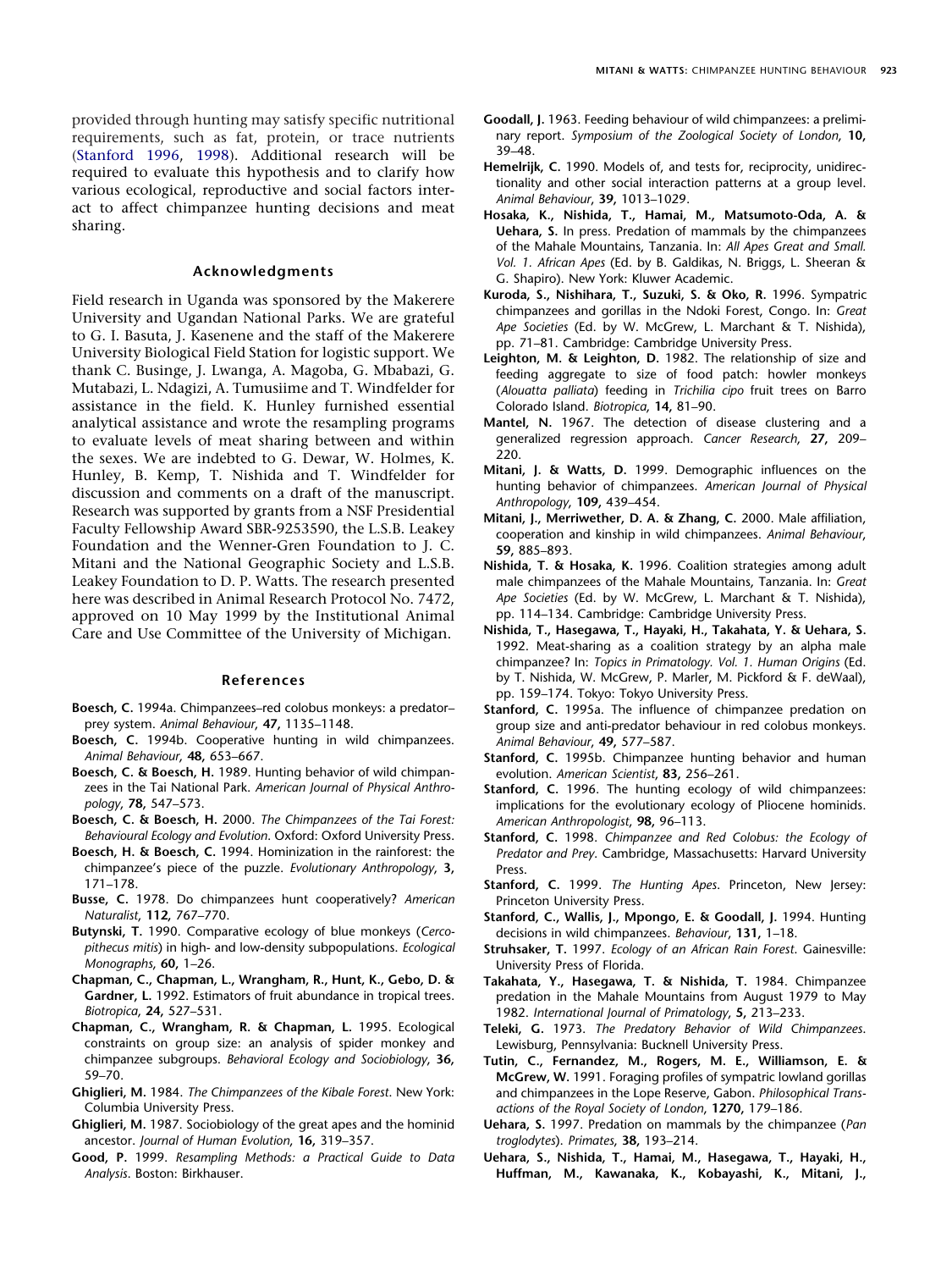provided through hunting may satisfy specific nutritional requirements, such as fat, protein, or trace nutrients (Stanford 1996, 1998). Additional research will be required to evaluate this hypothesis and to clarify how various ecological, reproductive and social factors interact to affect chimpanzee hunting decisions and meat sharing.

## Acknowledgments

Field research in Uganda was sponsored by the Makerere University and Ugandan National Parks. We are grateful to G. I. Basuta, J. Kasenene and the staff of the Makerere University Biological Field Station for logistic support. We thank C. Businge, J. Lwanga, A. Magoba, G. Mbabazi, G. Mutabazi, L. Ndagizi, A. Tumusiime and T. Windfelder for assistance in the field. K. Hunley furnished essential analytical assistance and wrote the resampling programs to evaluate levels of meat sharing between and within the sexes. We are indebted to G. Dewar, W. Holmes, K. Hunley, B. Kemp, T. Nishida and T. Windfelder for discussion and comments on a draft of the manuscript. Research was supported by grants from a NSF Presidential Faculty Fellowship Award SBR-9253590, the L.S.B. Leakey Foundation and the Wenner-Gren Foundation to J. C. Mitani and the National Geographic Society and L.S.B. Leakey Foundation to D. P. Watts. The research presented here was described in Animal Research Protocol No. 7472, approved on 10 May 1999 by the Institutional Animal Care and Use Committee of the University of Michigan.

## References

**Boesch, C.** 1994a. Chimpanzees–red colobus monkeys: a predator–prey system. *Animal Behaviour*, **47,** 1135–1148.

**Boesch, C.** 1994b. Cooperative hunting in wild chimpanzees. *Animal Behaviour*, **48,** 653–667.

**Boesch, C. & Boesch, H.** 1989. Hunting behavior of wild chimpanzees in the Tai National Park. *American Journal of Physical Anthropology*, **78,** 547–573.

**Boesch, C. & Boesch, H.** 2000. *The Chimpanzees of the Tai Forest: Behavioural Ecology and Evolution*. Oxford: Oxford University Press.

**Boesch, H. & Boesch, C.** 1994. Hominization in the rainforest: the chimpanzee's piece of the puzzle. *Evolutionary Anthropology*, **3,** 171–178.

**Busse, C.** 1978. Do chimpanzees hunt cooperatively? *American Naturalist*, **112,** 767–770.

**Butynski, T.** 1990. Comparative ecology of blue monkeys (*Cercopithecus mitis*) in high- and low-density subpopulations. *Ecological Monographs*, **60,** 1–26.

**Chapman, C., Chapman, L., Wrangham, R., Hunt, K., Gebo, D. & Gardner, L.** 1992. Estimators of fruit abundance in tropical trees. *Biotropica*, **24,** 527–531.

**Chapman, C., Wrangham, R. & Chapman, L.** 1995. Ecological constraints on group size: an analysis of spider monkey and chimpanzee subgroups. *Behavioral Ecology and Sociobiology*, **36,** 59–70.

**Ghiglieri, M.** 1984. *The Chimpanzees of the Kibale Forest*. New York: Columbia University Press.

**Ghiglieri, M.** 1987. Sociobiology of the great apes and the hominid ancestor. *Journal of Human Evolution*, **16,** 319–357.

**Good, P.** 1999. *Resampling Methods: a Practical Guide to Data Analysis*. Boston: Birkhauser.

**Goodall, J.** 1963. Feeding behaviour of wild chimpanzees: a preliminary report. *Symposium of the Zoological Society of London*, **10,** 39–48.

**Hemelrijk, C.** 1990. Models of, and tests for, reciprocity, unidirectionality and other social interaction patterns at a group level. *Animal Behaviour*, **39,** 1013–1029.

**Hosaka, K., Nishida, T., Hamai, M., Matsumoto-Oda, A. & Uehara, S.** In press. Predation of mammals by the chimpanzees of the Mahale Mountains, Tanzania. In: *All Apes Great and Small. Vol. 1. African Apes* (Ed. by B. Galdikas, N. Briggs, L. Sheeran & G. Shapiro). New York: Kluwer Academic.

**Kuroda, S., Nishihara, T., Suzuki, S. & Oko, R.** 1996. Sympatric chimpanzees and gorillas in the Ndoki Forest, Congo. In: *Great Ape Societies* (Ed. by W. McGrew, L. Marchant & T. Nishida), pp. 71–81. Cambridge: Cambridge University Press.

**Leighton, M. & Leighton, D.** 1982. The relationship of size and feeding aggregate to size of food patch: howler monkeys (*Alouatta palliata*) feeding in *Trichilia cipo* fruit trees on Barro Colorado Island. *Biotropica*, **14,** 81–90.

**Mantel, N.** 1967. The detection of disease clustering and a generalized regression approach. *Cancer Research*, **27,** 209–220.

**Mitani, J. & Watts, D.** 1999. Demographic influences on the hunting behavior of chimpanzees. *American Journal of Physical Anthropology*, **109,** 439–454.

**Mitani, J., Merriwether, D. A. & Zhang, C.** 2000. Male affiliation, cooperation and kinship in wild chimpanzees. *Animal Behaviour*, **59,** 885–893.

**Nishida, T. & Hosaka, K.** 1996. Coalition strategies among adult male chimpanzees of the Mahale Mountains, Tanzania. In: *Great Ape Societies* (Ed. by W. McGrew, L. Marchant & T. Nishida), pp. 114–134. Cambridge: Cambridge University Press.

**Nishida, T., Hasegawa, T., Hayaki, H., Takahata, Y. & Uehara, S.** 1992. Meat-sharing as a coalition strategy by an alpha male chimpanzee? In: *Topics in Primatology. Vol. 1. Human Origins* (Ed. by T. Nishida, W. McGrew, P. Marler, M. Pickford & F. deWaal), pp. 159–174. Tokyo: Tokyo University Press.

**Stanford, C.** 1995a. The influence of chimpanzee predation on group size and anti-predator behaviour in red colobus monkeys. *Animal Behaviour*, **49,** 577–587.

**Stanford, C.** 1995b. Chimpanzee hunting behavior and human evolution. *American Scientist*, **83,** 256–261.

**Stanford, C.** 1996. The hunting ecology of wild chimpanzees: implications for the evolutionary ecology of Pliocene hominids. *American Anthropologist*, **98,** 96–113.

**Stanford, C.** 1998. *Chimpanzee and Red Colobus: the Ecology of Predator and Prey*. Cambridge, Massachusetts: Harvard University Press.

**Stanford, C.** 1999. *The Hunting Apes*. Princeton, New Jersey: Princeton University Press.

**Stanford, C., Wallis, J., Mpongo, E. & Goodall, J.** 1994. Hunting decisions in wild chimpanzees. *Behaviour*, **131,** 1–18.

**Struhsaker, T.** 1997. *Ecology of an African Rain Forest*. Gainesville: University Press of Florida.

**Takahata, Y., Hasegawa, T. & Nishida, T.** 1984. Chimpanzee predation in the Mahale Mountains from August 1979 to May 1982. *International Journal of Primatology*, **5,** 213–233.

**Teleki, G.** 1973. *The Predatory Behavior of Wild Chimpanzees*. Lewisburg, Pennsylvania: Bucknell University Press.

**Tutin, C., Fernandez, M., Rogers, M. E., Williamson, E. & McGrew, W.** 1991. Foraging profiles of sympatric lowland gorillas and chimpanzees in the Lope Reserve, Gabon. *Philosophical Transactions of the Royal Society of London*, **1270,** 179–186.

**Uehara, S.** 1997. Predation on mammals by the chimpanzee (*Pan troglodytes*). *Primates*, **38,** 193–214.

**Uehara, S., Nishida, T., Hamai, M., Hasegawa, T., Hayaki, H., Huffman, M., Kawanaka, K., Kobayashi, K., Mitani, J.,**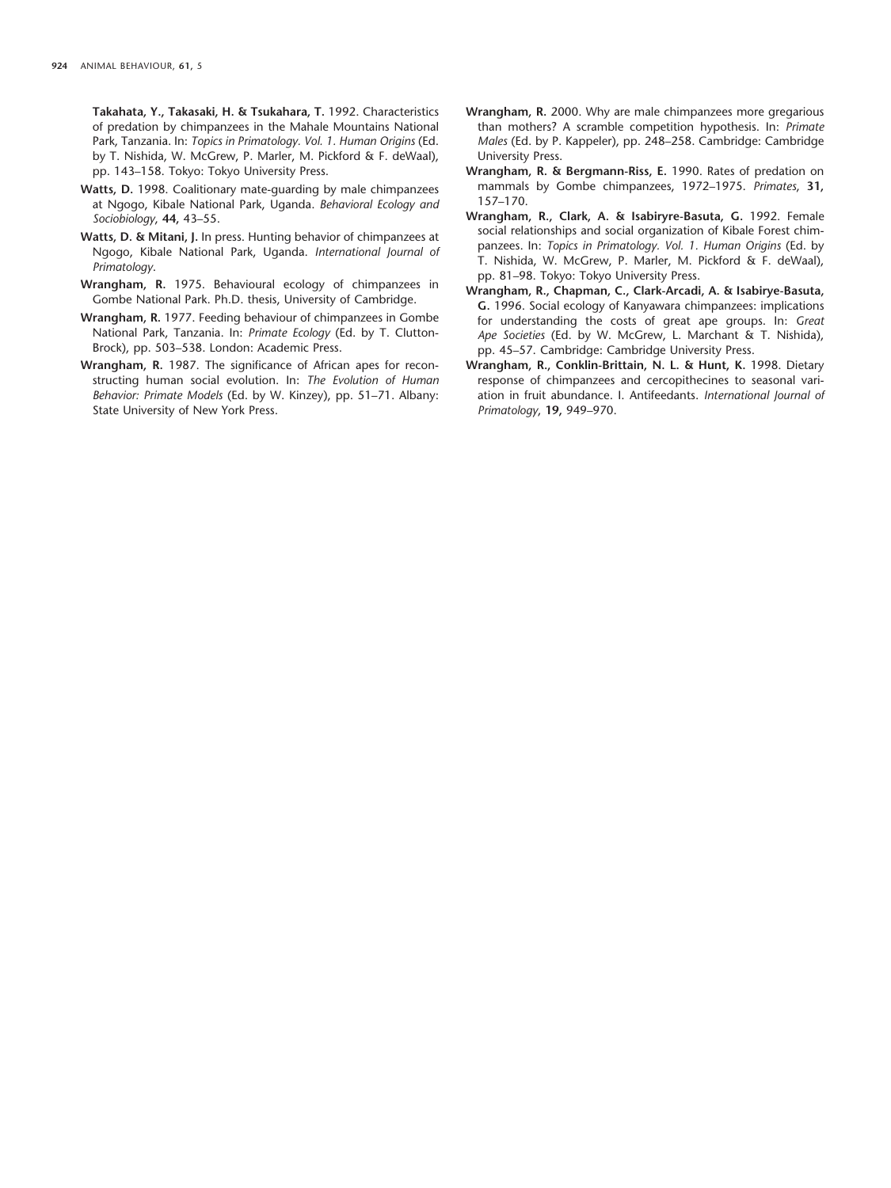**Takahata, Y., Takasaki, H. & Tsukahara, T.** 1992. Characteristics of predation by chimpanzees in the Mahale Mountains National Park, Tanzania. In: *Topics in Primatology. Vol. 1. Human Origins* (Ed. by T. Nishida, W. McGrew, P. Marler, M. Pickford & F. deWaal), pp. 143–158. Tokyo: Tokyo University Press.

**Watts, D.** 1998. Coalitionary mate-guarding by male chimpanzees at Ngogo, Kibale National Park, Uganda. *Behavioral Ecology and Sociobiology*, **44,** 43–55.

**Watts, D. & Mitani, J.** In press. Hunting behavior of chimpanzees at Ngogo, Kibale National Park, Uganda. *International Journal of Primatology*.

**Wrangham, R.** 1975. Behavioural ecology of chimpanzees in Gombe National Park. Ph.D. thesis, University of Cambridge.

**Wrangham, R.** 1977. Feeding behaviour of chimpanzees in Gombe National Park, Tanzania. In: *Primate Ecology* (Ed. by T. Clutton-Brock), pp. 503–538. London: Academic Press.

**Wrangham, R.** 1987. The significance of African apes for reconstructing human social evolution. In: *The Evolution of Human Behavior: Primate Models* (Ed. by W. Kinzey), pp. 51–71. Albany: State University of New York Press.

**Wrangham, R.** 2000. Why are male chimpanzees more gregarious than mothers? A scramble competition hypothesis. In: *Primate Males* (Ed. by P. Kappeler), pp. 248–258. Cambridge: Cambridge University Press.

**Wrangham, R. & Bergmann-Riss, E.** 1990. Rates of predation on mammals by Gombe chimpanzees, 1972–1975. *Primates*, **31,** 157–170.

**Wrangham, R., Clark, A. & Isabiryre-Basuta, G.** 1992. Female social relationships and social organization of Kibale Forest chimpanzees. In: *Topics in Primatology. Vol. 1. Human Origins* (Ed. by T. Nishida, W. McGrew, P. Marler, M. Pickford & F. deWaal), pp. 81–98. Tokyo: Tokyo University Press.

**Wrangham, R., Chapman, C., Clark-Arcadi, A. & Isabirye-Basuta, G.** 1996. Social ecology of Kanyawara chimpanzees: implications for understanding the costs of great ape groups. In: *Great Ape Societies* (Ed. by W. McGrew, L. Marchant & T. Nishida), pp. 45–57. Cambridge: Cambridge University Press.

**Wrangham, R., Conklin-Brittain, N. L. & Hunt, K.** 1998. Dietary response of chimpanzees and cercopithecines to seasonal variation in fruit abundance. I. Antifeedants. *International Journal of Primatology*, **19,** 949–970.